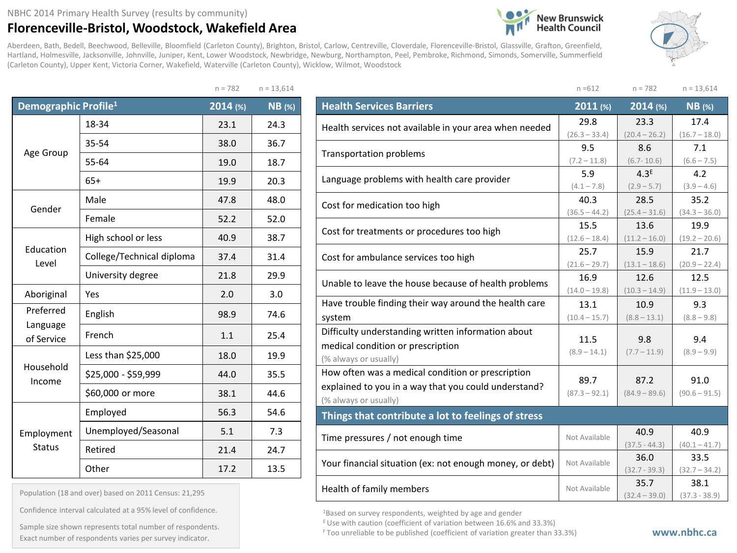NBHC 2014 Primary Health Survey (results by community)

# Florenceville-Bristol, Woodstock, Wakefield Area

Aberdeen, Bath, Bedell, Beechwood, Belleville, Bloomfield (Carleton County), Brighton, Bristol, Carlow, Centreville, Cloverdale, Florenceville-Bristol, Glassville, Grafton, Greenfield, Hartland, Holmesville, Jacksonville, Johnville, Juniper, Kent, Lower Woodstock, Newbridge, Newburg, Northampton, Peel, Pembroke, Richmond, Simonds, Somerville, Summerfield (Carleton County), Upper Kent, Victoria Corner, Wakefield, Waterville (Carleton County), Wicklow, Wilmot, Woodstock

| Demographic Profile[1] | | 2014 (%) n = 782 | NB (%) n = 13,614 |
|---|---|---|---|
| Age Group | 18-34 | 23.1 | 24.3 |
| | 35-54 | 38.0 | 36.7 |
| | 55-64 | 19.0 | 18.7 |
| | 65+ | 19.9 | 20.3 |
| Gender | Male | 47.8 | 48.0 |
| | Female | 52.2 | 52.0 |
| Education Level | High school or less | 40.9 | 38.7 |
| | College/Technical diploma | 37.4 | 31.4 |
| | University degree | 21.8 | 29.9 |
| Aboriginal | Yes | 2.0 | 3.0 |
| Preferred Language of Service | English | 98.9 | 74.6 |
| | French | 1.1 | 25.4 |
| Household Income | Less than $25,000 | 18.0 | 19.9 |
| | $25,000 - $59,999 | 44.0 | 35.5 |
| | $60,000 or more | 38.1 | 44.6 |
| Employment Status | Employed | 56.3 | 54.6 |
| | Unemployed/Seasonal | 5.1 | 7.3 |
| | Retired | 21.4 | 24.7 |
| | Other | 17.2 | 13.5 |

Population (18 and over) based on 2011 Census: 21,295

Confidence interval calculated at a 95% level of confidence.

Sample size shown represents total number of respondents. Exact number of respondents varies per survey indicator.

| Health Services Barriers | 2011 (%) n = 612 | 2014 (%) n = 782 | NB (%) n = 13,614 |
|---|---|---|---|
| Health services not available in your area when needed | 29.8 (26.3 – 33.4) | 23.3 (20.4 – 26.2) | 17.4 (16.7 – 18.0) |
| Transportation problems | 9.5 (7.2 – 11.8) | 8.6 (6.7- 10.6) | 7.1 (6.6 – 7.5) |
| Language problems with health care provider | 5.9 (4.1 – 7.8) | 4.3[E] (2.9 – 5.7) | 4.2 (3.9 – 4.6) |
| Cost for medication too high | 40.3 (36.5 – 44.2) | 28.5 (25.4 – 31.6) | 35.2 (34.3 – 36.0) |
| Cost for treatments or procedures too high | 15.5 (12.6 – 18.4) | 13.6 (11.2 – 16.0) | 19.9 (19.2 – 20.6) |
| Cost for ambulance services too high | 25.7 (21.6 – 29.7) | 15.9 (13.1 – 18.6) | 21.7 (20.9 – 22.4) |
| Unable to leave the house because of health problems | 16.9 (14.0 – 19.8) | 12.6 (10.3 – 14.9) | 12.5 (11.9 – 13.0) |
| Have trouble finding their way around the health care system | 13.1 (10.4 – 15.7) | 10.9 (8.8 – 13.1) | 9.3 (8.8 – 9.8) |
| Difficulty understanding written information about medical condition or prescription (% always or usually) | 11.5 (8.9 – 14.1) | 9.8 (7.7 – 11.9) | 9.4 (8.9 – 9.9) |
| How often was a medical condition or prescription explained to you in a way that you could understand? (% always or usually) | 89.7 (87.3 – 92.1) | 87.2 (84.9 – 89.6) | 91.0 (90.6 – 91.5) |
| **Things that contribute a lot to feelings of stress** | | | |
| Time pressures / not enough time | Not Available | 40.9 (37.5 - 44.3) | 40.9 (40.1 – 41.7) |
| Your financial situation (ex: not enough money, or debt) | Not Available | 36.0 (32.7 - 39.3) | 33.5 (32.7 – 34.2) |
| Health of family members | Not Available | 35.7 (32.4 – 39.0) | 38.1 (37.3 - 38.9) |

[1]Based on survey respondents, weighted by age and gender

[E] Use with caution (coefficient of variation between 16.6% and 33.3%)

[F] Too unreliable to be published (coefficient of variation greater than 33.3%)

www.nbhc.ca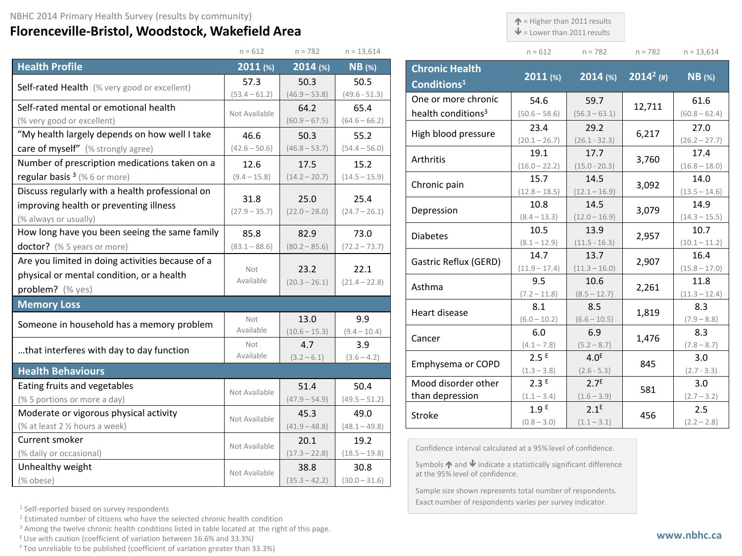NBHC 2014 Primary Health Survey (results by community)

# Florenceville-Bristol, Woodstock, Wakefield Area

↑ = Higher than 2011 results
↓ = Lower than 2011 results

| | 2011 (%) | 2014 (%) | NB (%) |
|---|---|---|---|
| | n = 612 | n = 782 | n = 13,614 |
| **Health Profile** | | | |
| Self-rated Health (% very good or excellent) | 57.3 (53.4 – 61.2) | 50.3 (46.9 – 53.8) | 50.5 (49.6 - 51.3) |
| Self-rated mental or emotional health (% very good or excellent) | Not Available | 64.2 (60.9 – 67.5) | 65.4 (64.6 – 66.2) |
| "My health largely depends on how well I take care of myself" (% strongly agree) | 46.6 (42.6 – 50.6) | 50.3 (46.8 – 53.7) | 55.2 (54.4 – 56.0) |
| Number of prescription medications taken on a regular basis [3] (% 6 or more) | 12.6 (9.4 – 15.8) | 17.5 (14.2 – 20.7) | 15.2 (14.5 – 15.9) |
| Discuss regularly with a health professional on improving health or preventing illness (% always or usually) | 31.8 (27.9 – 35.7) | 25.0 (22.0 – 28.0) | 25.4 (24.7 – 26.1) |
| How long have you been seeing the same family doctor? (% 5 years or more) | 85.8 (83.1 – 88.6) | 82.9 (80.2 – 85.6) | 73.0 (72.2 – 73.7) |
| Are you limited in doing activities because of a physical or mental condition, or a health problem? (% yes) | Not Available | 23.2 (20.3 – 26.1) | 22.1 (21.4 – 22.8) |
| **Memory Loss** | | | |
| Someone in household has a memory problem | Not Available | 13.0 (10.6 – 15.3) | 9.9 (9.4 – 10.4) |
| …that interferes with day to day function | Not Available | 4.7 (3.2 – 6.1) | 3.9 (3.6 – 4.2) |
| **Health Behaviours** | | | |
| Eating fruits and vegetables (% 5 portions or more a day) | Not Available | 51.4 (47.9 – 54.9) | 50.4 (49.5 – 51.2) |
| Moderate or vigorous physical activity (% at least 2 ½ hours a week) | Not Available | 45.3 (41.9 – 48.8) | 49.0 (48.1 – 49.8) |
| Current smoker (% daily or occasional) | Not Available | 20.1 (17.3 – 22.8) | 19.2 (18.5 – 19.8) |
| Unhealthy weight (% obese) | Not Available | 38.8 (35.3 – 42.2) | 30.8 (30.0 – 31.6) |

| Chronic Health Conditions[1] | 2011 (%) | 2014 (%) | 2014[2] (#) | NB (%) |
|---|---|---|---|---|
| | n = 612 | n = 782 | n = 782 | n = 13,614 |
| One or more chronic health conditions[3] | 54.6 (50.6 – 58.6) | 59.7 (56.3 – 63.1) | 12,711 | 61.6 (60.8 – 62.4) |
| High blood pressure | 23.4 (20.1 – 26.7) | 29.2 (26.1 - 32.3) | 6,217 | 27.0 (26.2 – 27.7) |
| Arthritis | 19.1 (16.0 – 22.2) | 17.7 (15.0 - 20.3) | 3,760 | 17.4 (16.8 – 18.0) |
| Chronic pain | 15.7 (12.8 – 18.5) | 14.5 (12.1 – 16.9) | 3,092 | 14.0 (13.5 – 14.6) |
| Depression | 10.8 (8.4 – 13.3) | 14.5 (12.0 – 16.9) | 3,079 | 14.9 (14.3 – 15.5) |
| Diabetes | 10.5 (8.1 – 12.9) | 13.9 (11.5 - 16.3) | 2,957 | 10.7 (10.1 – 11.2) |
| Gastric Reflux (GERD) | 14.7 (11.9 – 17.4) | 13.7 (11.3 – 16.0) | 2,907 | 16.4 (15.8 – 17.0) |
| Asthma | 9.5 (7.2 – 11.8) | 10.6 (8.5 – 12.7) | 2,261 | 11.8 (11.3 – 12.4) |
| Heart disease | 8.1 (6.0 – 10.2) | 8.5 (6.6 – 10.5) | 1,819 | 8.3 (7.9 – 8.8) |
| Cancer | 6.0 (4.1 – 7.8) | 6.9 (5.2 – 8.7) | 1,476 | 8.3 (7.8 – 8.7) |
| Emphysema or COPD | 2.5 E (1.3 – 3.8) | 4.0E (2.6 - 5.3) | 845 | 3.0 (2.7 - 3.3) |
| Mood disorder other than depression | 2.3 E (1.1 – 3.4) | 2.7E (1.6 – 3.9) | 581 | 3.0 (2.7 – 3.2) |
| Stroke | 1.9 E (0.8 – 3.0) | 2.1E (1.1 – 3.1) | 456 | 2.5 (2.2 – 2.8) |

Confidence interval calculated at a 95% level of confidence.

Symbols ↑ and ↓ indicate a statistically significant difference at the 95% level of confidence.

Sample size shown represents total number of respondents. Exact number of respondents varies per survey indicator.

[1] Self-reported based on survey respondents
[2] Estimated number of citizens who have the selected chronic health condition
[3] Among the twelve chronic health conditions listed in table located at the right of this page.
[E] Use with caution (coefficient of variation between 16.6% and 33.3%)
[F] Too unreliable to be published (coefficient of variation greater than 33.3%)

www.nbhc.ca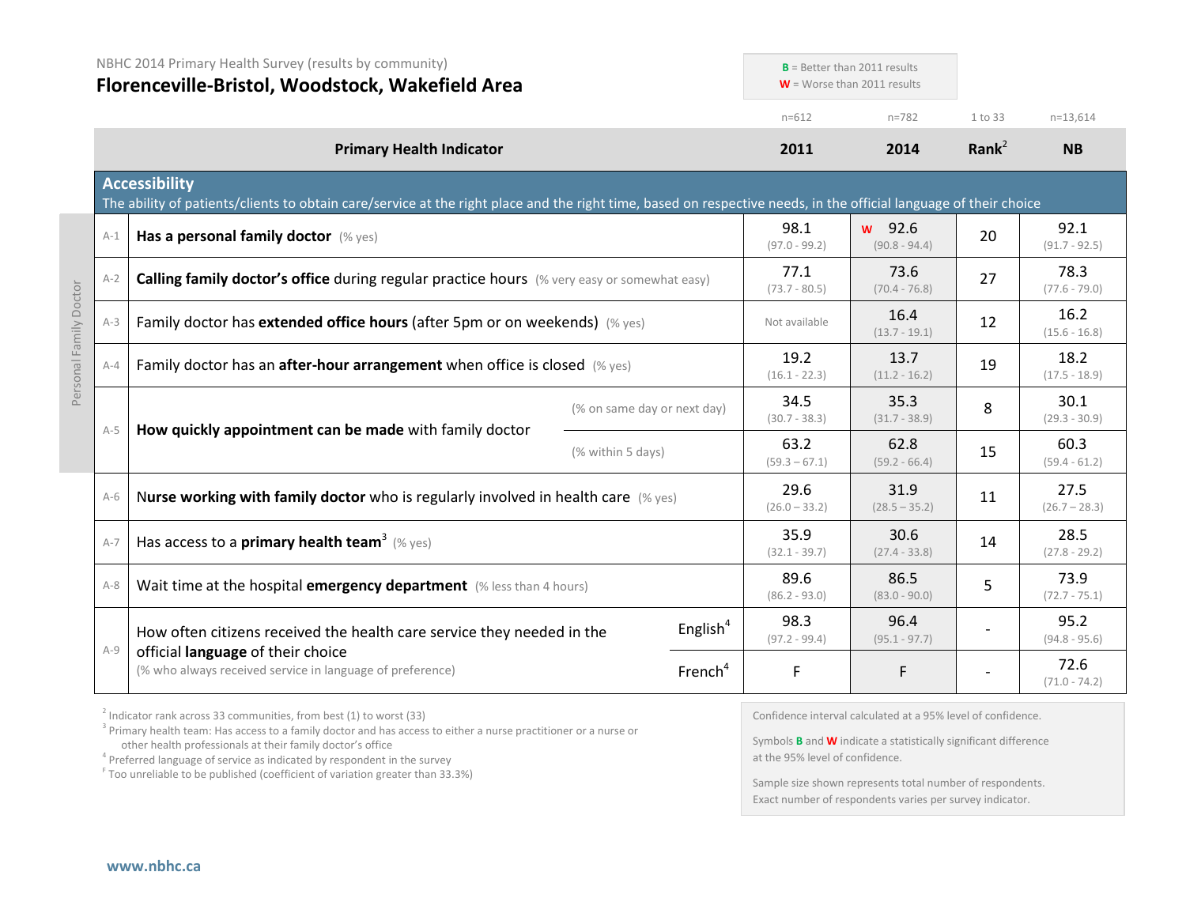NBHC 2014 Primary Health Survey (results by community)

# Florenceville-Bristol, Woodstock, Wakefield Area

**B** = Better than 2011 results
**W** = Worse than 2011 results

| | Primary Health Indicator | | 2011 (n=612) | 2014 (n=782) | Rank[2] (1 to 33) | NB (n=13,614) |
|---|---|---|---|---|---|---|
| **Accessibility** | The ability of patients/clients to obtain care/service at the right place and the right time, based on respective needs, in the official language of their choice | | | | | |
| A-1 | **Has a personal family doctor** (% yes) | | 98.1 (97.0 - 99.2) | W 92.6 (90.8 - 94.4) | 20 | 92.1 (91.7 - 92.5) |
| A-2 | **Calling family doctor's office** during regular practice hours (% very easy or somewhat easy) | | 77.1 (73.7 - 80.5) | 73.6 (70.4 - 76.8) | 27 | 78.3 (77.6 - 79.0) |
| A-3 | Family doctor has **extended office hours** (after 5pm or on weekends) (% yes) | | Not available | 16.4 (13.7 - 19.1) | 12 | 16.2 (15.6 - 16.8) |
| A-4 | Family doctor has an **after-hour arrangement** when office is closed (% yes) | | 19.2 (16.1 - 22.3) | 13.7 (11.2 - 16.2) | 19 | 18.2 (17.5 - 18.9) |
| A-5 | **How quickly appointment can be made** with family doctor | (% on same day or next day) | 34.5 (30.7 - 38.3) | 35.3 (31.7 - 38.9) | 8 | 30.1 (29.3 - 30.9) |
| | | (% within 5 days) | 63.2 (59.3 – 67.1) | 62.8 (59.2 - 66.4) | 15 | 60.3 (59.4 - 61.2) |
| A-6 | **Nurse working with family doctor** who is regularly involved in health care (% yes) | | 29.6 (26.0 – 33.2) | 31.9 (28.5 – 35.2) | 11 | 27.5 (26.7 – 28.3) |
| A-7 | Has access to a **primary health team**[3] (% yes) | | 35.9 (32.1 - 39.7) | 30.6 (27.4 - 33.8) | 14 | 28.5 (27.8 - 29.2) |
| A-8 | Wait time at the hospital **emergency department** (% less than 4 hours) | | 89.6 (86.2 - 93.0) | 86.5 (83.0 - 90.0) | 5 | 73.9 (72.7 - 75.1) |
| A-9 | How often citizens received the health care service they needed in the official **language** of their choice (% who always received service in language of preference) | English[4] | 98.3 (97.2 - 99.4) | 96.4 (95.1 - 97.7) | - | 95.2 (94.8 - 95.6) |
| | | French[4] | F | F | - | 72.6 (71.0 - 74.2) |

Personal Family Doctor (A-1 to A-5)

[2] Indicator rank across 33 communities, from best (1) to worst (33)
[3] Primary health team: Has access to a family doctor and has access to either a nurse practitioner or a nurse or other health professionals at their family doctor's office
[4] Preferred language of service as indicated by respondent in the survey
[F] Too unreliable to be published (coefficient of variation greater than 33.3%)

Confidence interval calculated at a 95% level of confidence.

Symbols **B** and **W** indicate a statistically significant difference at the 95% level of confidence.

Sample size shown represents total number of respondents. Exact number of respondents varies per survey indicator.

www.nbhc.ca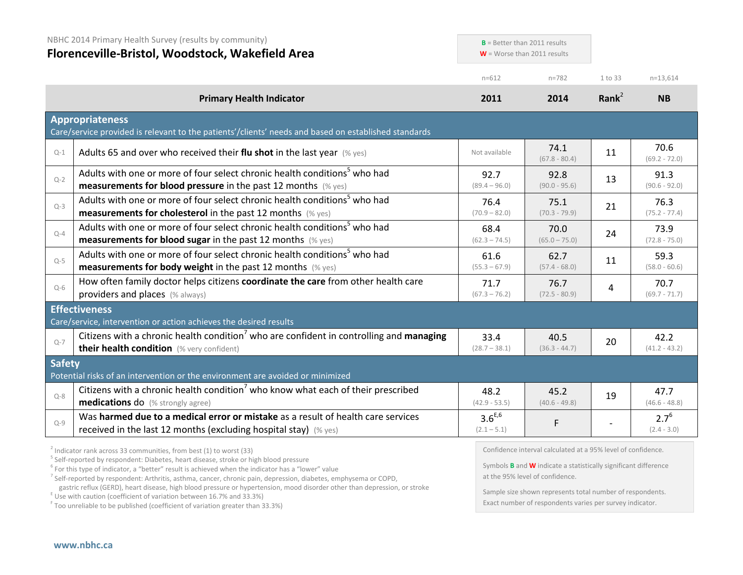NBHC 2014 Primary Health Survey (results by community)

# Florenceville-Bristol, Woodstock, Wakefield Area

**B** = Better than 2011 results
**W** = Worse than 2011 results

| | Primary Health Indicator | 2011 (n=612) | 2014 (n=782) | Rank[2] (1 to 33) | NB (n=13,614) |
|---|---|---|---|---|---|
| **Appropriateness** | Care/service provided is relevant to the patients'/clients' needs and based on established standards | | | | |
| Q-1 | Adults 65 and over who received their **flu shot** in the last year (% yes) | Not available | 74.1 (67.8 - 80.4) | 11 | 70.6 (69.2 - 72.0) |
| Q-2 | Adults with one or more of four select chronic health conditions[5] who had **measurements for blood pressure** in the past 12 months (% yes) | 92.7 (89.4 – 96.0) | 92.8 (90.0 - 95.6) | 13 | 91.3 (90.6 - 92.0) |
| Q-3 | Adults with one or more of four select chronic health conditions[5] who had **measurements for cholesterol** in the past 12 months (% yes) | 76.4 (70.9 – 82.0) | 75.1 (70.3 - 79.9) | 21 | 76.3 (75.2 - 77.4) |
| Q-4 | Adults with one or more of four select chronic health conditions[5] who had **measurements for blood sugar** in the past 12 months (% yes) | 68.4 (62.3 – 74.5) | 70.0 (65.0 – 75.0) | 24 | 73.9 (72.8 - 75.0) |
| Q-5 | Adults with one or more of four select chronic health conditions[5] who had **measurements for body weight** in the past 12 months (% yes) | 61.6 (55.3 – 67.9) | 62.7 (57.4 - 68.0) | 11 | 59.3 (58.0 - 60.6) |
| Q-6 | How often family doctor helps citizens **coordinate the care** from other health care providers and places (% always) | 71.7 (67.3 – 76.2) | 76.7 (72.5 - 80.9) | 4 | 70.7 (69.7 - 71.7) |
| **Effectiveness** | Care/service, intervention or action achieves the desired results | | | | |
| Q-7 | Citizens with a chronic health condition[7] who are confident in controlling and **managing their health condition** (% very confident) | 33.4 (28.7 – 38.1) | 40.5 (36.3 - 44.7) | 20 | 42.2 (41.2 - 43.2) |
| **Safety** | Potential risks of an intervention or the environment are avoided or minimized | | | | |
| Q-8 | Citizens with a chronic health condition[7] who know what each of their prescribed **medications** do (% strongly agree) | 48.2 (42.9 – 53.5) | 45.2 (40.6 - 49.8) | 19 | 47.7 (46.6 - 48.8) |
| Q-9 | Was **harmed due to a medical error or mistake** as a result of health care services received in the last 12 months (excluding hospital stay) (% yes) | 3.6[E,6] (2.1 – 5.1) | F | - | 2.7[6] (2.4 - 3.0) |

[2] Indicator rank across 33 communities, from best (1) to worst (33)
[5] Self-reported by respondent: Diabetes, heart disease, stroke or high blood pressure
[6] For this type of indicator, a "better" result is achieved when the indicator has a "lower" value
[7] Self-reported by respondent: Arthritis, asthma, cancer, chronic pain, depression, diabetes, emphysema or COPD, gastric reflux (GERD), heart disease, high blood pressure or hypertension, mood disorder other than depression, or stroke
[E] Use with caution (coefficient of variation between 16.7% and 33.3%)
[F] Too unreliable to be published (coefficient of variation greater than 33.3%)

Confidence interval calculated at a 95% level of confidence.

Symbols **B** and **W** indicate a statistically significant difference at the 95% level of confidence.

Sample size shown represents total number of respondents. Exact number of respondents varies per survey indicator.

www.nbhc.ca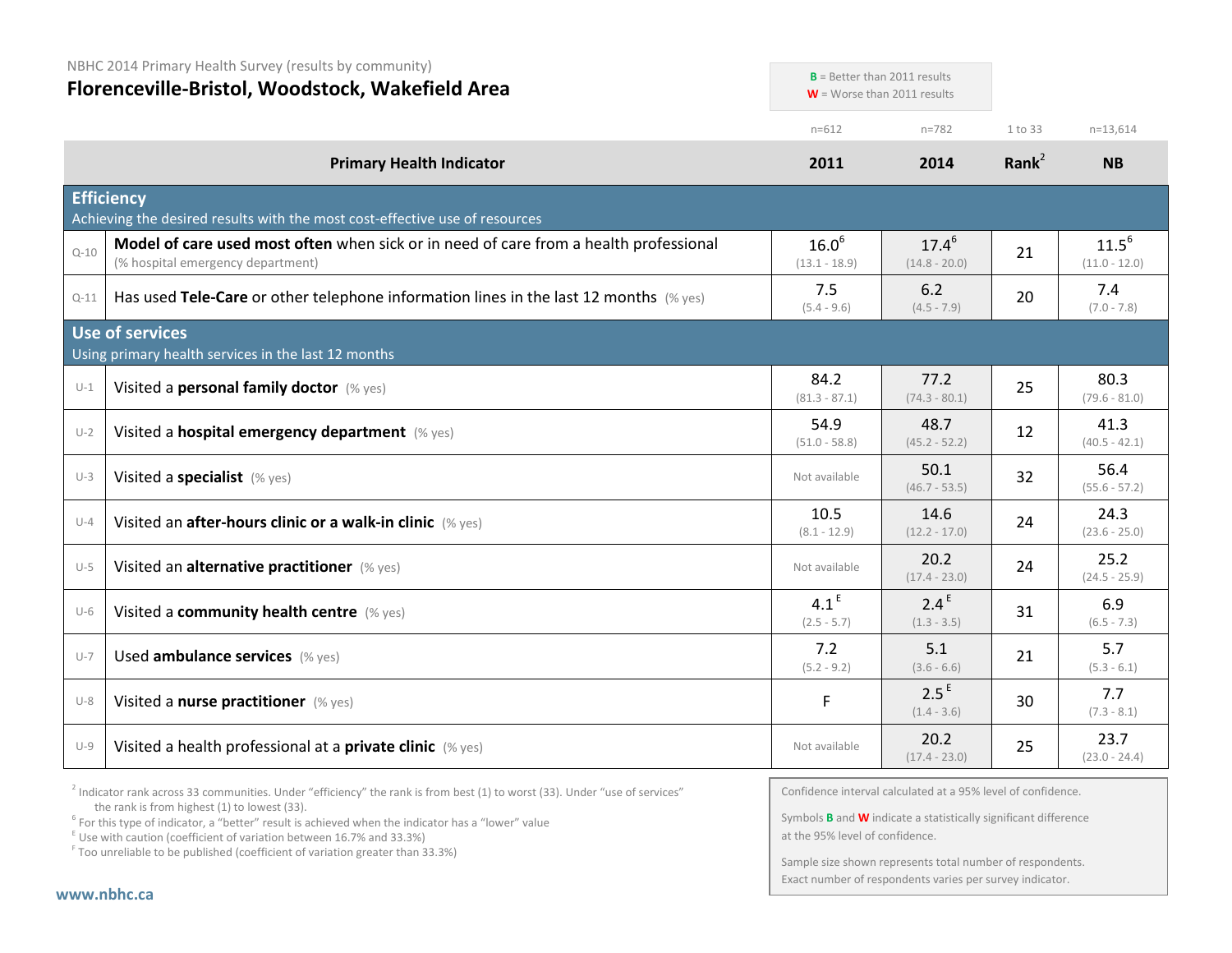NBHC 2014 Primary Health Survey (results by community)

# Florenceville-Bristol, Woodstock, Wakefield Area

**B** = Better than 2011 results
**W** = Worse than 2011 results

| | Primary Health Indicator | 2011 (n=612) | 2014 (n=782) | Rank[2] (1 to 33) | NB (n=13,614) |
|---|---|---|---|---|---|
| | **Efficiency** – Achieving the desired results with the most cost-effective use of resources | | | | |
| Q-10 | **Model of care used most often** when sick or in need of care from a health professional (% hospital emergency department) | 16.0[6] (13.1 - 18.9) | 17.4[6] (14.8 - 20.0) | 21 | 11.5[6] (11.0 - 12.0) |
| Q-11 | Has used **Tele-Care** or other telephone information lines in the last 12 months (% yes) | 7.5 (5.4 - 9.6) | 6.2 (4.5 - 7.9) | 20 | 7.4 (7.0 - 7.8) |
| | **Use of services** – Using primary health services in the last 12 months | | | | |
| U-1 | Visited a **personal family doctor** (% yes) | 84.2 (81.3 - 87.1) | 77.2 (74.3 - 80.1) | 25 | 80.3 (79.6 - 81.0) |
| U-2 | Visited a **hospital emergency department** (% yes) | 54.9 (51.0 - 58.8) | 48.7 (45.2 - 52.2) | 12 | 41.3 (40.5 - 42.1) |
| U-3 | Visited a **specialist** (% yes) | Not available | 50.1 (46.7 - 53.5) | 32 | 56.4 (55.6 - 57.2) |
| U-4 | Visited an **after-hours clinic or a walk-in clinic** (% yes) | 10.5 (8.1 - 12.9) | 14.6 (12.2 - 17.0) | 24 | 24.3 (23.6 - 25.0) |
| U-5 | Visited an **alternative practitioner** (% yes) | Not available | 20.2 (17.4 - 23.0) | 24 | 25.2 (24.5 - 25.9) |
| U-6 | Visited a **community health centre** (% yes) | 4.1[E] (2.5 - 5.7) | 2.4[E] (1.3 - 3.5) | 31 | 6.9 (6.5 - 7.3) |
| U-7 | Used **ambulance services** (% yes) | 7.2 (5.2 - 9.2) | 5.1 (3.6 - 6.6) | 21 | 5.7 (5.3 - 6.1) |
| U-8 | Visited a **nurse practitioner** (% yes) | F | 2.5[E] (1.4 - 3.6) | 30 | 7.7 (7.3 - 8.1) |
| U-9 | Visited a health professional at a **private clinic** (% yes) | Not available | 20.2 (17.4 - 23.0) | 25 | 23.7 (23.0 - 24.4) |

[2] Indicator rank across 33 communities. Under "efficiency" the rank is from best (1) to worst (33). Under "use of services" the rank is from highest (1) to lowest (33).
[6] For this type of indicator, a "better" result is achieved when the indicator has a "lower" value
[E] Use with caution (coefficient of variation between 16.7% and 33.3%)
[F] Too unreliable to be published (coefficient of variation greater than 33.3%)

Confidence interval calculated at a 95% level of confidence.

Symbols **B** and **W** indicate a statistically significant difference at the 95% level of confidence.

Sample size shown represents total number of respondents. Exact number of respondents varies per survey indicator.

www.nbhc.ca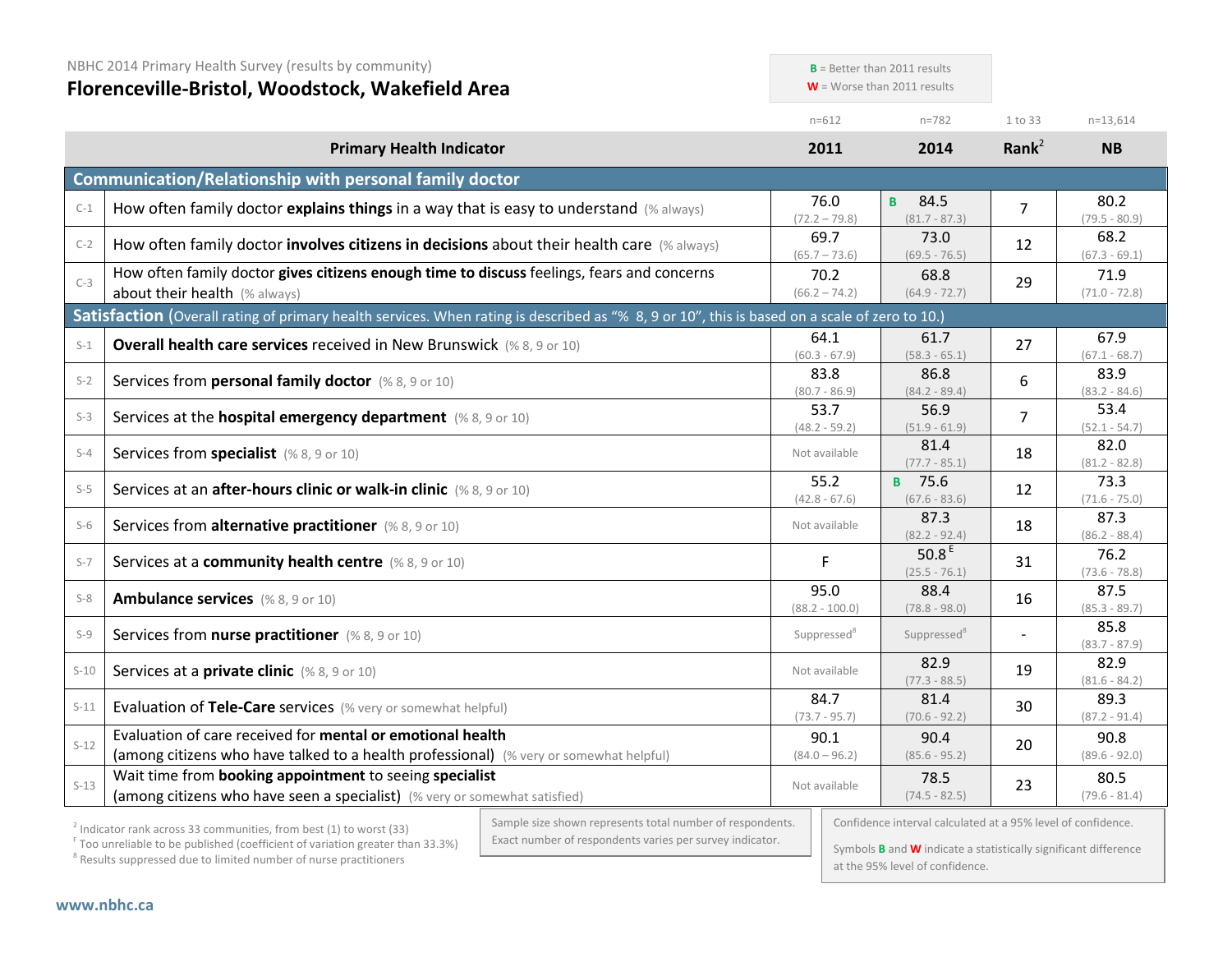NBHC 2014 Primary Health Survey (results by community)

# Florenceville-Bristol, Woodstock, Wakefield Area

**B** = Better than 2011 results
**W** = Worse than 2011 results

| | Primary Health Indicator | 2011 (n=612) | 2014 (n=782) | Rank[2] (1 to 33) | NB (n=13,614) |
|---|---|---|---|---|---|
| **Communication/Relationship with personal family doctor** | | | | | |
| C-1 | How often family doctor **explains things** in a way that is easy to understand (% always) | 76.0 (72.2 – 79.8) | B 84.5 (81.7 - 87.3) | 7 | 80.2 (79.5 - 80.9) |
| C-2 | How often family doctor **involves citizens in decisions** about their health care (% always) | 69.7 (65.7 – 73.6) | 73.0 (69.5 - 76.5) | 12 | 68.2 (67.3 - 69.1) |
| C-3 | How often family doctor **gives citizens enough time to discuss** feelings, fears and concerns about their health (% always) | 70.2 (66.2 – 74.2) | 68.8 (64.9 - 72.7) | 29 | 71.9 (71.0 - 72.8) |
| **Satisfaction** (Overall rating of primary health services. When rating is described as "% 8, 9 or 10", this is based on a scale of zero to 10.) | | | | | |
| S-1 | **Overall health care services** received in New Brunswick (% 8, 9 or 10) | 64.1 (60.3 - 67.9) | 61.7 (58.3 - 65.1) | 27 | 67.9 (67.1 - 68.7) |
| S-2 | Services from **personal family doctor** (% 8, 9 or 10) | 83.8 (80.7 - 86.9) | 86.8 (84.2 - 89.4) | 6 | 83.9 (83.2 - 84.6) |
| S-3 | Services at the **hospital emergency department** (% 8, 9 or 10) | 53.7 (48.2 - 59.2) | 56.9 (51.9 - 61.9) | 7 | 53.4 (52.1 - 54.7) |
| S-4 | Services from **specialist** (% 8, 9 or 10) | Not available | 81.4 (77.7 - 85.1) | 18 | 82.0 (81.2 - 82.8) |
| S-5 | Services at an **after-hours clinic or walk-in clinic** (% 8, 9 or 10) | 55.2 (42.8 - 67.6) | B 75.6 (67.6 - 83.6) | 12 | 73.3 (71.6 - 75.0) |
| S-6 | Services from **alternative practitioner** (% 8, 9 or 10) | Not available | 87.3 (82.2 - 92.4) | 18 | 87.3 (86.2 - 88.4) |
| S-7 | Services at a **community health centre** (% 8, 9 or 10) | F | 50.8[E] (25.5 - 76.1) | 31 | 76.2 (73.6 - 78.8) |
| S-8 | **Ambulance services** (% 8, 9 or 10) | 95.0 (88.2 - 100.0) | 88.4 (78.8 - 98.0) | 16 | 87.5 (85.3 - 89.7) |
| S-9 | Services from **nurse practitioner** (% 8, 9 or 10) | Suppressed[8] | Suppressed[8] | - | 85.8 (83.7 - 87.9) |
| S-10 | Services at a **private clinic** (% 8, 9 or 10) | Not available | 82.9 (77.3 - 88.5) | 19 | 82.9 (81.6 - 84.2) |
| S-11 | Evaluation of **Tele-Care** services (% very or somewhat helpful) | 84.7 (73.7 - 95.7) | 81.4 (70.6 - 92.2) | 30 | 89.3 (87.2 - 91.4) |
| S-12 | Evaluation of care received for **mental or emotional health** (among citizens who have talked to a health professional) (% very or somewhat helpful) | 90.1 (84.0 – 96.2) | 90.4 (85.6 - 95.2) | 20 | 90.8 (89.6 - 92.0) |
| S-13 | Wait time from **booking appointment** to seeing **specialist** (among citizens who have seen a specialist) (% very or somewhat satisfied) | Not available | 78.5 (74.5 - 82.5) | 23 | 80.5 (79.6 - 81.4) |

[2] Indicator rank across 33 communities, from best (1) to worst (33)
[F] Too unreliable to be published (coefficient of variation greater than 33.3%)
[8] Results suppressed due to limited number of nurse practitioners

Sample size shown represents total number of respondents. Exact number of respondents varies per survey indicator.

Confidence interval calculated at a 95% level of confidence.

Symbols **B** and **W** indicate a statistically significant difference at the 95% level of confidence.

www.nbhc.ca